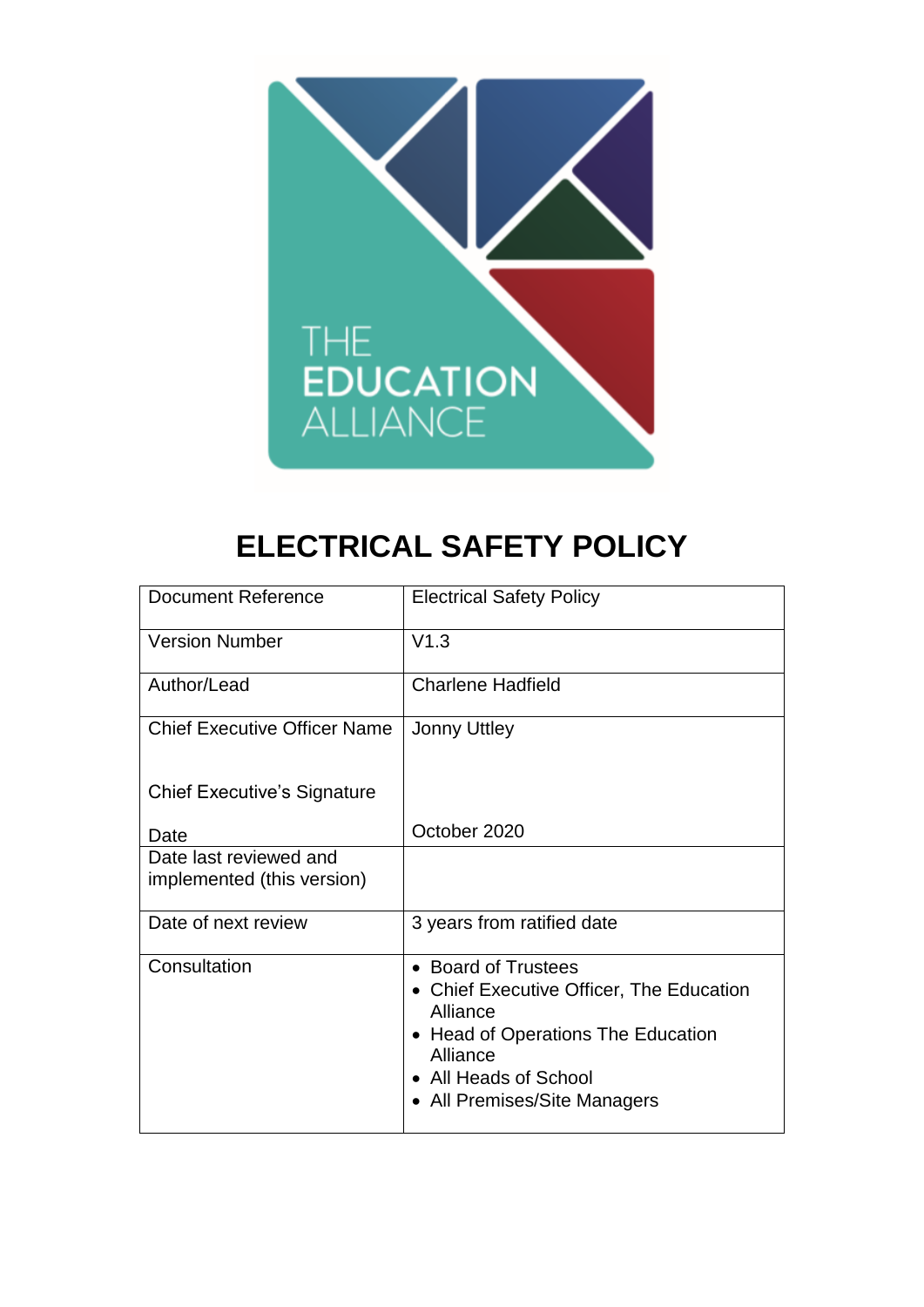# ELECTRICAL SAFETY POLICY

| | |
|---|---|
| Document Reference | Electrical Safety Policy |
| Version Number | V1.3 |
| Author/Lead | Charlene Hadfield |
| Chief Executive Officer Name<br><br>Chief Executive's Signature<br><br>Date | Jonny Uttley<br><br><br><br>October 2020 |
| Date last reviewed and implemented (this version) | |
| Date of next review | 3 years from ratified date |
| Consultation | • Board of Trustees<br>• Chief Executive Officer, The Education Alliance<br>• Head of Operations The Education Alliance<br>• All Heads of School<br>• All Premises/Site Managers |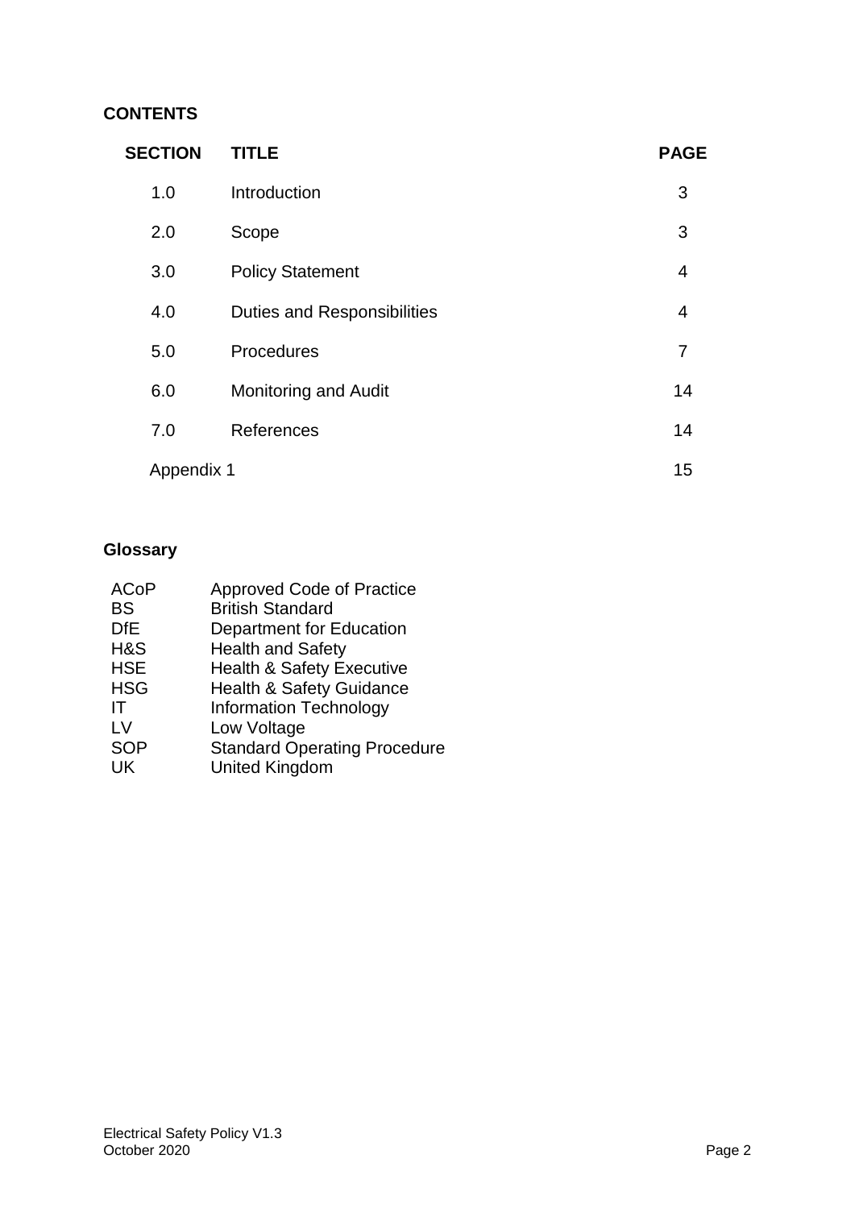## CONTENTS

| SECTION | TITLE | PAGE |
|---|---|---|
| 1.0 | Introduction | 3 |
| 2.0 | Scope | 3 |
| 3.0 | Policy Statement | 4 |
| 4.0 | Duties and Responsibilities | 4 |
| 5.0 | Procedures | 7 |
| 6.0 | Monitoring and Audit | 14 |
| 7.0 | References | 14 |
| Appendix 1 | | 15 |

## Glossary

| | |
|---|---|
| ACoP | Approved Code of Practice |
| BS | British Standard |
| DfE | Department for Education |
| H&S | Health and Safety |
| HSE | Health & Safety Executive |
| HSG | Health & Safety Guidance |
| IT | Information Technology |
| LV | Low Voltage |
| SOP | Standard Operating Procedure |
| UK | United Kingdom |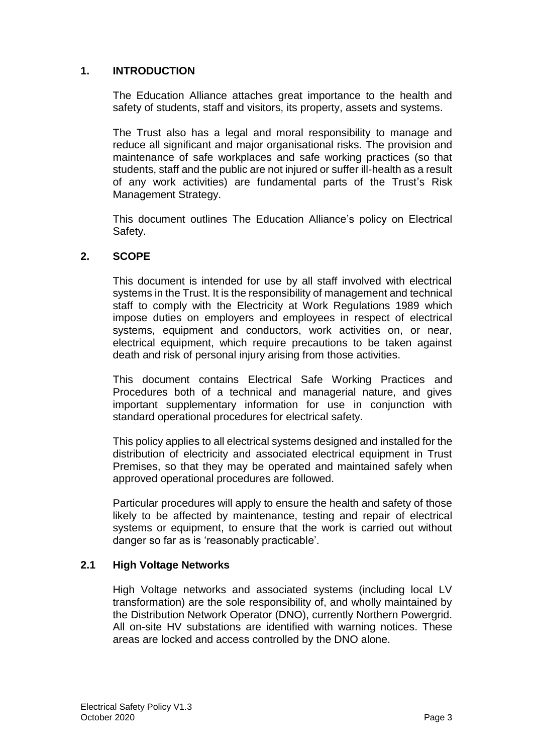## 1. INTRODUCTION

The Education Alliance attaches great importance to the health and safety of students, staff and visitors, its property, assets and systems.

The Trust also has a legal and moral responsibility to manage and reduce all significant and major organisational risks. The provision and maintenance of safe workplaces and safe working practices (so that students, staff and the public are not injured or suffer ill-health as a result of any work activities) are fundamental parts of the Trust's Risk Management Strategy.

This document outlines The Education Alliance's policy on Electrical Safety.

## 2. SCOPE

This document is intended for use by all staff involved with electrical systems in the Trust. It is the responsibility of management and technical staff to comply with the Electricity at Work Regulations 1989 which impose duties on employers and employees in respect of electrical systems, equipment and conductors, work activities on, or near, electrical equipment, which require precautions to be taken against death and risk of personal injury arising from those activities.

This document contains Electrical Safe Working Practices and Procedures both of a technical and managerial nature, and gives important supplementary information for use in conjunction with standard operational procedures for electrical safety.

This policy applies to all electrical systems designed and installed for the distribution of electricity and associated electrical equipment in Trust Premises, so that they may be operated and maintained safely when approved operational procedures are followed.

Particular procedures will apply to ensure the health and safety of those likely to be affected by maintenance, testing and repair of electrical systems or equipment, to ensure that the work is carried out without danger so far as is 'reasonably practicable'.

### 2.1 High Voltage Networks

High Voltage networks and associated systems (including local LV transformation) are the sole responsibility of, and wholly maintained by the Distribution Network Operator (DNO), currently Northern Powergrid. All on-site HV substations are identified with warning notices. These areas are locked and access controlled by the DNO alone.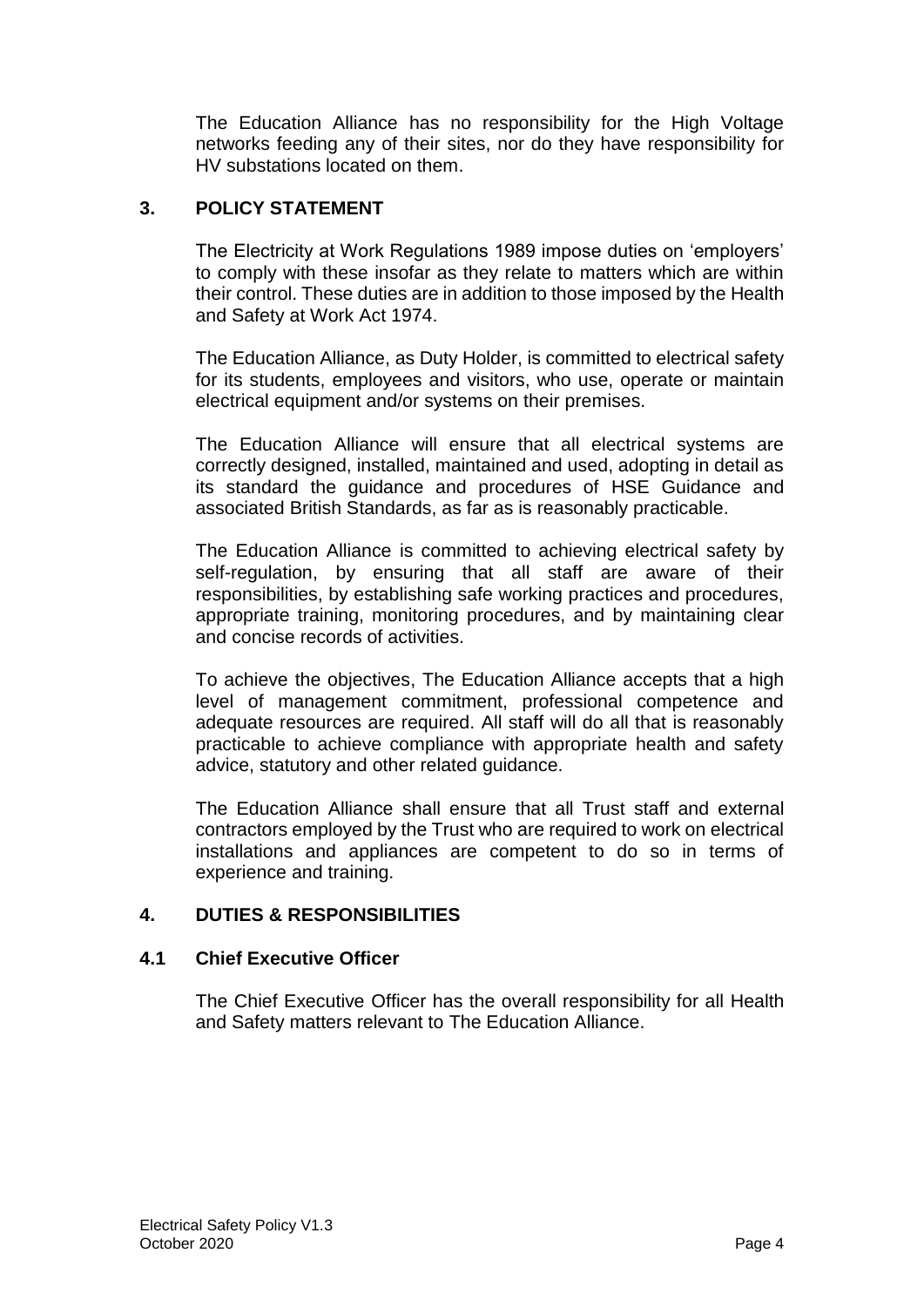The Education Alliance has no responsibility for the High Voltage networks feeding any of their sites, nor do they have responsibility for HV substations located on them.

## 3. POLICY STATEMENT

The Electricity at Work Regulations 1989 impose duties on 'employers' to comply with these insofar as they relate to matters which are within their control. These duties are in addition to those imposed by the Health and Safety at Work Act 1974.

The Education Alliance, as Duty Holder, is committed to electrical safety for its students, employees and visitors, who use, operate or maintain electrical equipment and/or systems on their premises.

The Education Alliance will ensure that all electrical systems are correctly designed, installed, maintained and used, adopting in detail as its standard the guidance and procedures of HSE Guidance and associated British Standards, as far as is reasonably practicable.

The Education Alliance is committed to achieving electrical safety by self-regulation, by ensuring that all staff are aware of their responsibilities, by establishing safe working practices and procedures, appropriate training, monitoring procedures, and by maintaining clear and concise records of activities.

To achieve the objectives, The Education Alliance accepts that a high level of management commitment, professional competence and adequate resources are required. All staff will do all that is reasonably practicable to achieve compliance with appropriate health and safety advice, statutory and other related guidance.

The Education Alliance shall ensure that all Trust staff and external contractors employed by the Trust who are required to work on electrical installations and appliances are competent to do so in terms of experience and training.

## 4. DUTIES & RESPONSIBILITIES

### 4.1 Chief Executive Officer

The Chief Executive Officer has the overall responsibility for all Health and Safety matters relevant to The Education Alliance.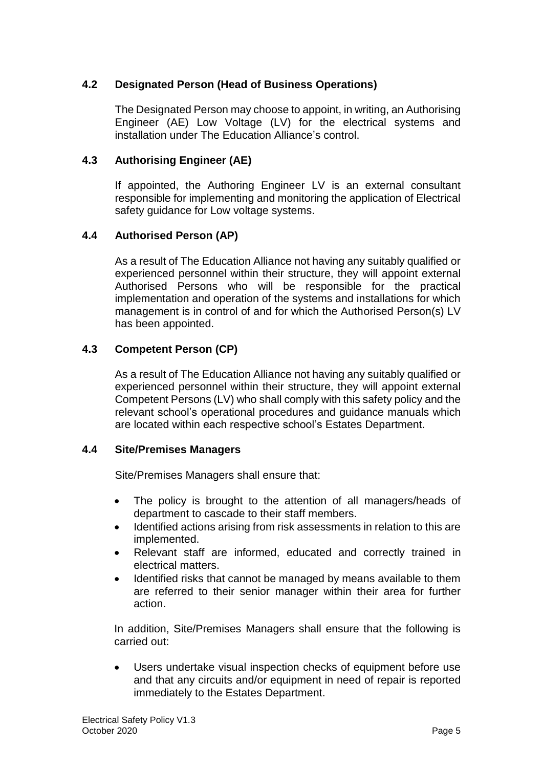### 4.2 Designated Person (Head of Business Operations)

The Designated Person may choose to appoint, in writing, an Authorising Engineer (AE) Low Voltage (LV) for the electrical systems and installation under The Education Alliance's control.

### 4.3 Authorising Engineer (AE)

If appointed, the Authoring Engineer LV is an external consultant responsible for implementing and monitoring the application of Electrical safety guidance for Low voltage systems.

### 4.4 Authorised Person (AP)

As a result of The Education Alliance not having any suitably qualified or experienced personnel within their structure, they will appoint external Authorised Persons who will be responsible for the practical implementation and operation of the systems and installations for which management is in control of and for which the Authorised Person(s) LV has been appointed.

### 4.3 Competent Person (CP)

As a result of The Education Alliance not having any suitably qualified or experienced personnel within their structure, they will appoint external Competent Persons (LV) who shall comply with this safety policy and the relevant school's operational procedures and guidance manuals which are located within each respective school's Estates Department.

### 4.4 Site/Premises Managers

Site/Premises Managers shall ensure that:

- The policy is brought to the attention of all managers/heads of department to cascade to their staff members.
- Identified actions arising from risk assessments in relation to this are implemented.
- Relevant staff are informed, educated and correctly trained in electrical matters.
- Identified risks that cannot be managed by means available to them are referred to their senior manager within their area for further action.

In addition, Site/Premises Managers shall ensure that the following is carried out:

- Users undertake visual inspection checks of equipment before use and that any circuits and/or equipment in need of repair is reported immediately to the Estates Department.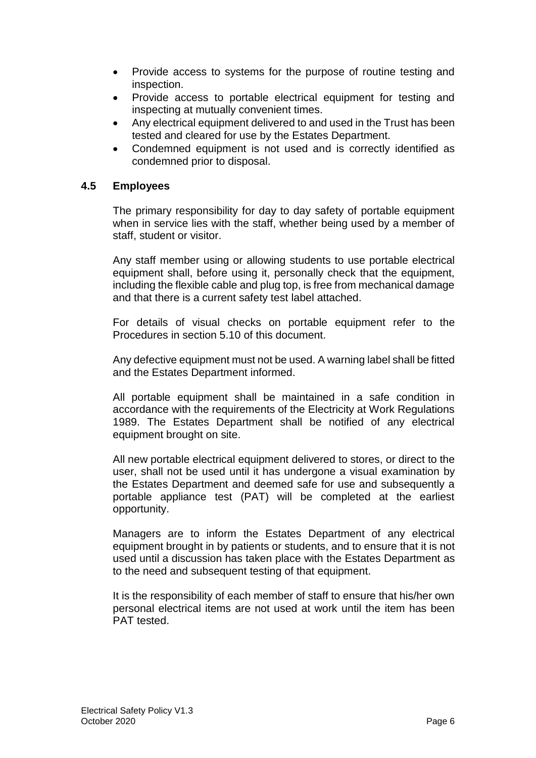- Provide access to systems for the purpose of routine testing and inspection.
- Provide access to portable electrical equipment for testing and inspecting at mutually convenient times.
- Any electrical equipment delivered to and used in the Trust has been tested and cleared for use by the Estates Department.
- Condemned equipment is not used and is correctly identified as condemned prior to disposal.

### 4.5 Employees

The primary responsibility for day to day safety of portable equipment when in service lies with the staff, whether being used by a member of staff, student or visitor.

Any staff member using or allowing students to use portable electrical equipment shall, before using it, personally check that the equipment, including the flexible cable and plug top, is free from mechanical damage and that there is a current safety test label attached.

For details of visual checks on portable equipment refer to the Procedures in section 5.10 of this document.

Any defective equipment must not be used. A warning label shall be fitted and the Estates Department informed.

All portable equipment shall be maintained in a safe condition in accordance with the requirements of the Electricity at Work Regulations 1989. The Estates Department shall be notified of any electrical equipment brought on site.

All new portable electrical equipment delivered to stores, or direct to the user, shall not be used until it has undergone a visual examination by the Estates Department and deemed safe for use and subsequently a portable appliance test (PAT) will be completed at the earliest opportunity.

Managers are to inform the Estates Department of any electrical equipment brought in by patients or students, and to ensure that it is not used until a discussion has taken place with the Estates Department as to the need and subsequent testing of that equipment.

It is the responsibility of each member of staff to ensure that his/her own personal electrical items are not used at work until the item has been PAT tested.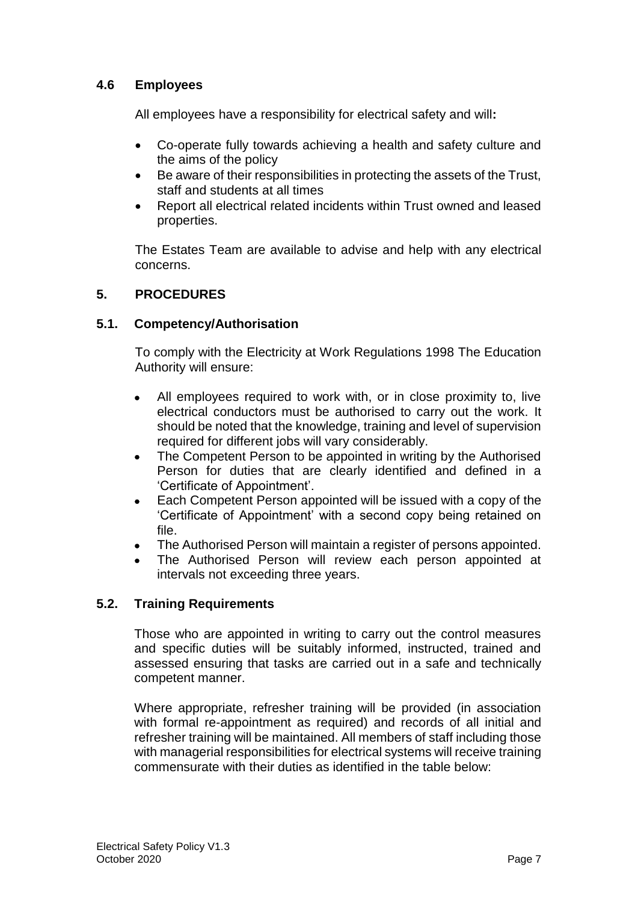### 4.6 Employees

All employees have a responsibility for electrical safety and will**:**

- Co-operate fully towards achieving a health and safety culture and the aims of the policy
- Be aware of their responsibilities in protecting the assets of the Trust, staff and students at all times
- Report all electrical related incidents within Trust owned and leased properties.

The Estates Team are available to advise and help with any electrical concerns.

## 5. PROCEDURES

### 5.1. Competency/Authorisation

To comply with the Electricity at Work Regulations 1998 The Education Authority will ensure:

- All employees required to work with, or in close proximity to, live electrical conductors must be authorised to carry out the work. It should be noted that the knowledge, training and level of supervision required for different jobs will vary considerably.
- The Competent Person to be appointed in writing by the Authorised Person for duties that are clearly identified and defined in a 'Certificate of Appointment'.
- Each Competent Person appointed will be issued with a copy of the 'Certificate of Appointment' with a second copy being retained on file.
- The Authorised Person will maintain a register of persons appointed.
- The Authorised Person will review each person appointed at intervals not exceeding three years.

### 5.2. Training Requirements

Those who are appointed in writing to carry out the control measures and specific duties will be suitably informed, instructed, trained and assessed ensuring that tasks are carried out in a safe and technically competent manner.

Where appropriate, refresher training will be provided (in association with formal re-appointment as required) and records of all initial and refresher training will be maintained. All members of staff including those with managerial responsibilities for electrical systems will receive training commensurate with their duties as identified in the table below: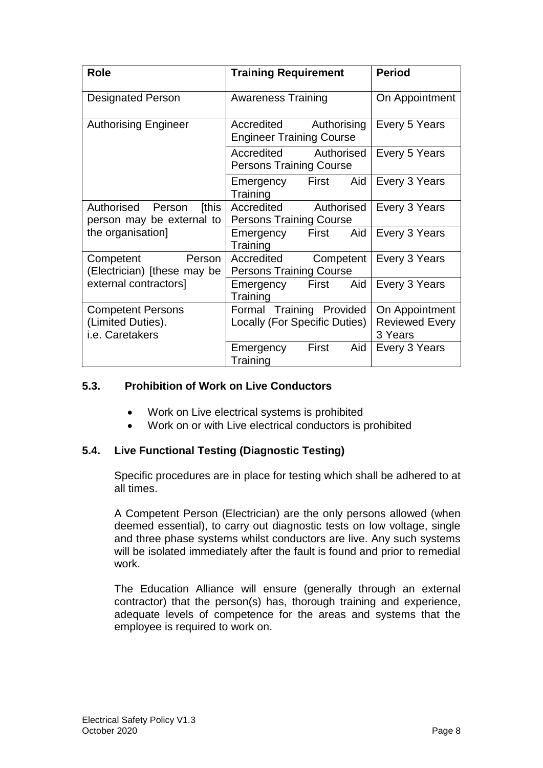| Role | Training Requirement | Period |
|---|---|---|
| Designated Person | Awareness Training | On Appointment |
| Authorising Engineer | Accredited Authorising Engineer Training Course | Every 5 Years |
| | Accredited Authorised Persons Training Course | Every 5 Years |
| | Emergency First Aid Training | Every 3 Years |
| Authorised Person [this person may be external to the organisation] | Accredited Authorised Persons Training Course | Every 3 Years |
| | Emergency First Aid Training | Every 3 Years |
| Competent Person (Electrician) [these may be external contractors] | Accredited Competent Persons Training Course | Every 3 Years |
| | Emergency First Aid Training | Every 3 Years |
| Competent Persons (Limited Duties). i.e. Caretakers | Formal Training Provided Locally (For Specific Duties) | On Appointment Reviewed Every 3 Years |
| | Emergency First Aid Training | Every 3 Years |

### 5.3. Prohibition of Work on Live Conductors

- Work on Live electrical systems is prohibited
- Work on or with Live electrical conductors is prohibited

### 5.4. Live Functional Testing (Diagnostic Testing)

Specific procedures are in place for testing which shall be adhered to at all times.

A Competent Person (Electrician) are the only persons allowed (when deemed essential), to carry out diagnostic tests on low voltage, single and three phase systems whilst conductors are live. Any such systems will be isolated immediately after the fault is found and prior to remedial work.

The Education Alliance will ensure (generally through an external contractor) that the person(s) has, thorough training and experience, adequate levels of competence for the areas and systems that the employee is required to work on.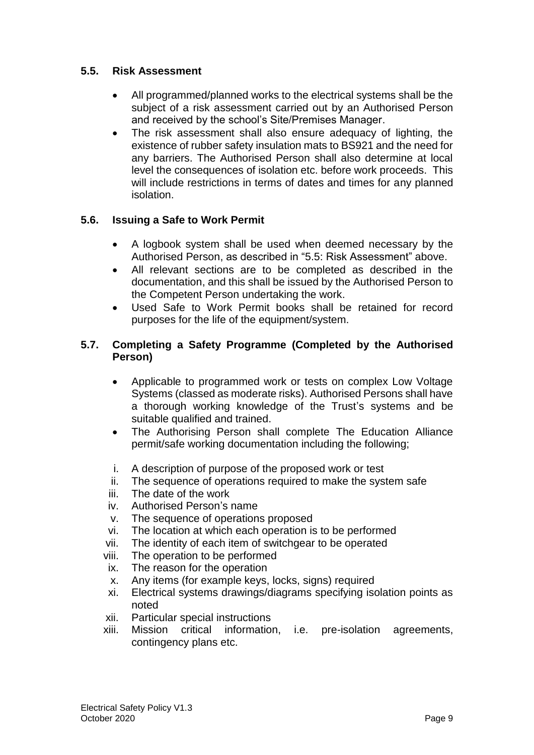### 5.5. Risk Assessment

- All programmed/planned works to the electrical systems shall be the subject of a risk assessment carried out by an Authorised Person and received by the school's Site/Premises Manager.
- The risk assessment shall also ensure adequacy of lighting, the existence of rubber safety insulation mats to BS921 and the need for any barriers. The Authorised Person shall also determine at local level the consequences of isolation etc. before work proceeds. This will include restrictions in terms of dates and times for any planned isolation.

### 5.6. Issuing a Safe to Work Permit

- A logbook system shall be used when deemed necessary by the Authorised Person, as described in "5.5: Risk Assessment" above.
- All relevant sections are to be completed as described in the documentation, and this shall be issued by the Authorised Person to the Competent Person undertaking the work.
- Used Safe to Work Permit books shall be retained for record purposes for the life of the equipment/system.

### 5.7. Completing a Safety Programme (Completed by the Authorised Person)

- Applicable to programmed work or tests on complex Low Voltage Systems (classed as moderate risks). Authorised Persons shall have a thorough working knowledge of the Trust's systems and be suitable qualified and trained.
- The Authorising Person shall complete The Education Alliance permit/safe working documentation including the following;

i. A description of purpose of the proposed work or test
ii. The sequence of operations required to make the system safe
iii. The date of the work
iv. Authorised Person's name
v. The sequence of operations proposed
vi. The location at which each operation is to be performed
vii. The identity of each item of switchgear to be operated
viii. The operation to be performed
ix. The reason for the operation
x. Any items (for example keys, locks, signs) required
xi. Electrical systems drawings/diagrams specifying isolation points as noted
xii. Particular special instructions
xiii. Mission critical information, i.e. pre-isolation agreements, contingency plans etc.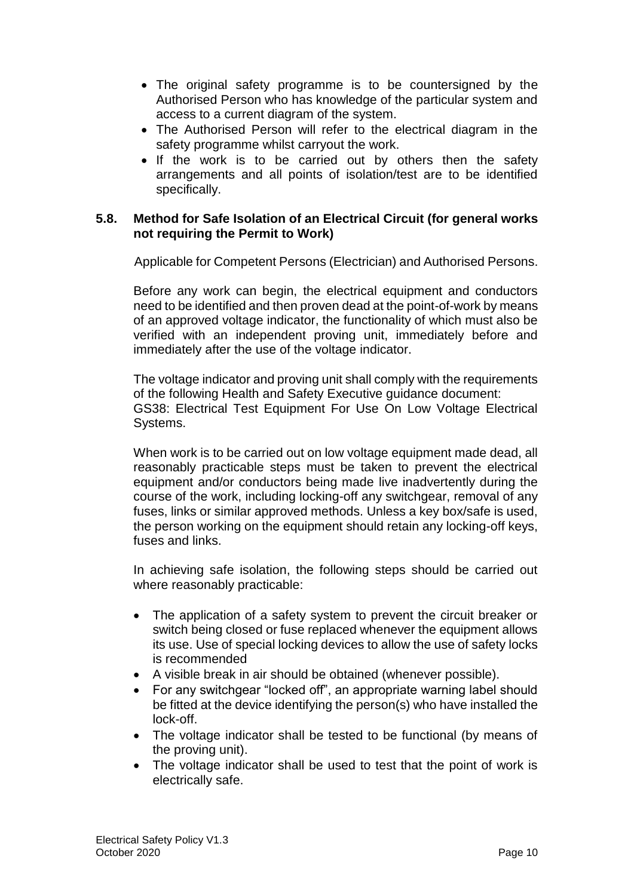- The original safety programme is to be countersigned by the Authorised Person who has knowledge of the particular system and access to a current diagram of the system.
- The Authorised Person will refer to the electrical diagram in the safety programme whilst carryout the work.
- If the work is to be carried out by others then the safety arrangements and all points of isolation/test are to be identified specifically.

### 5.8. Method for Safe Isolation of an Electrical Circuit (for general works not requiring the Permit to Work)

Applicable for Competent Persons (Electrician) and Authorised Persons.

Before any work can begin, the electrical equipment and conductors need to be identified and then proven dead at the point-of-work by means of an approved voltage indicator, the functionality of which must also be verified with an independent proving unit, immediately before and immediately after the use of the voltage indicator.

The voltage indicator and proving unit shall comply with the requirements of the following Health and Safety Executive guidance document:
GS38: Electrical Test Equipment For Use On Low Voltage Electrical Systems.

When work is to be carried out on low voltage equipment made dead, all reasonably practicable steps must be taken to prevent the electrical equipment and/or conductors being made live inadvertently during the course of the work, including locking-off any switchgear, removal of any fuses, links or similar approved methods. Unless a key box/safe is used, the person working on the equipment should retain any locking-off keys, fuses and links.

In achieving safe isolation, the following steps should be carried out where reasonably practicable:

- The application of a safety system to prevent the circuit breaker or switch being closed or fuse replaced whenever the equipment allows its use. Use of special locking devices to allow the use of safety locks is recommended
- A visible break in air should be obtained (whenever possible).
- For any switchgear "locked off", an appropriate warning label should be fitted at the device identifying the person(s) who have installed the lock-off.
- The voltage indicator shall be tested to be functional (by means of the proving unit).
- The voltage indicator shall be used to test that the point of work is electrically safe.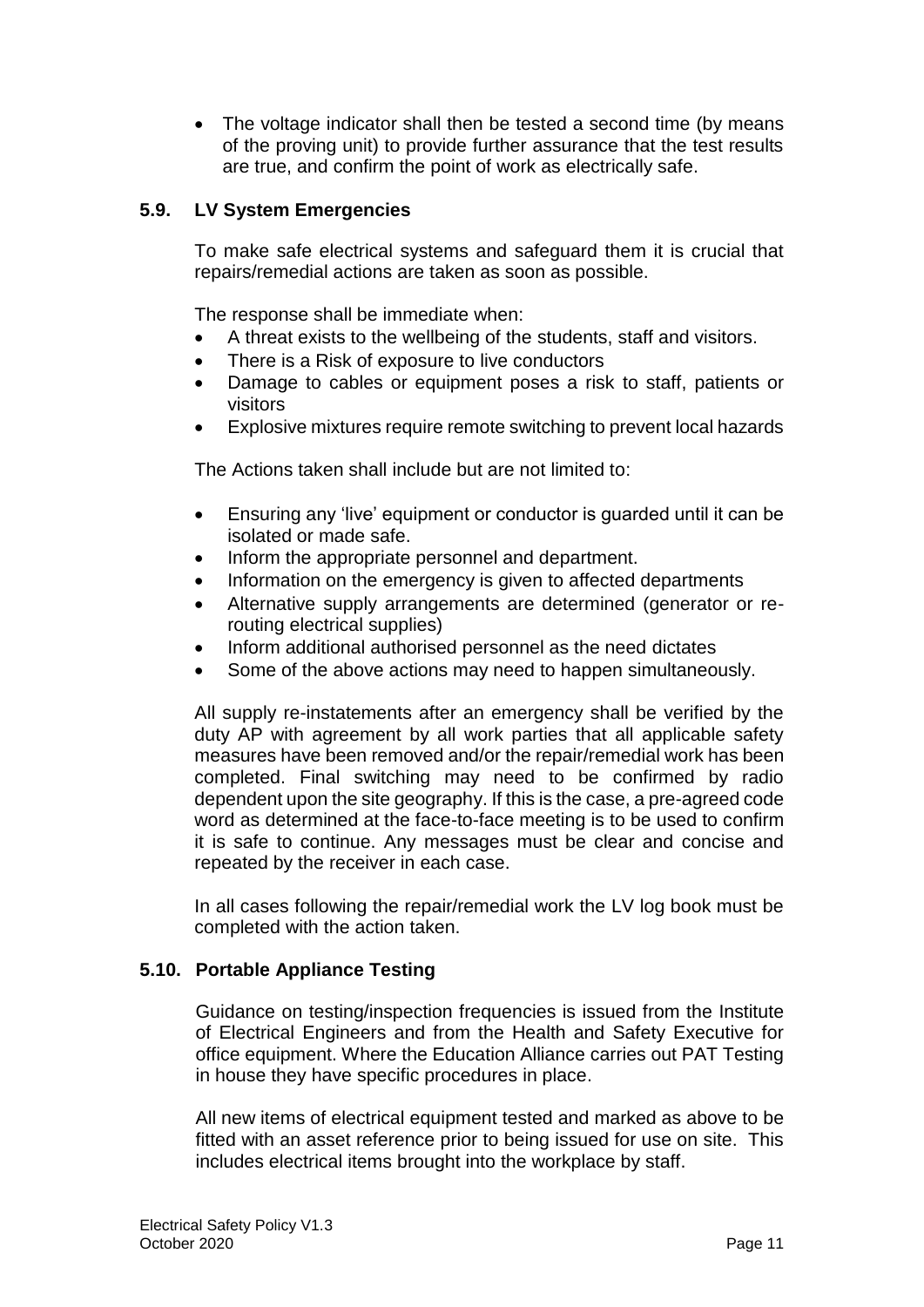- The voltage indicator shall then be tested a second time (by means of the proving unit) to provide further assurance that the test results are true, and confirm the point of work as electrically safe.

### 5.9. LV System Emergencies

To make safe electrical systems and safeguard them it is crucial that repairs/remedial actions are taken as soon as possible.

The response shall be immediate when:

- A threat exists to the wellbeing of the students, staff and visitors.
- There is a Risk of exposure to live conductors
- Damage to cables or equipment poses a risk to staff, patients or visitors
- Explosive mixtures require remote switching to prevent local hazards

The Actions taken shall include but are not limited to:

- Ensuring any 'live' equipment or conductor is guarded until it can be isolated or made safe.
- Inform the appropriate personnel and department.
- Information on the emergency is given to affected departments
- Alternative supply arrangements are determined (generator or re-routing electrical supplies)
- Inform additional authorised personnel as the need dictates
- Some of the above actions may need to happen simultaneously.

All supply re-instatements after an emergency shall be verified by the duty AP with agreement by all work parties that all applicable safety measures have been removed and/or the repair/remedial work has been completed. Final switching may need to be confirmed by radio dependent upon the site geography. If this is the case, a pre-agreed code word as determined at the face-to-face meeting is to be used to confirm it is safe to continue. Any messages must be clear and concise and repeated by the receiver in each case.

In all cases following the repair/remedial work the LV log book must be completed with the action taken.

### 5.10. Portable Appliance Testing

Guidance on testing/inspection frequencies is issued from the Institute of Electrical Engineers and from the Health and Safety Executive for office equipment. Where the Education Alliance carries out PAT Testing in house they have specific procedures in place.

All new items of electrical equipment tested and marked as above to be fitted with an asset reference prior to being issued for use on site. This includes electrical items brought into the workplace by staff.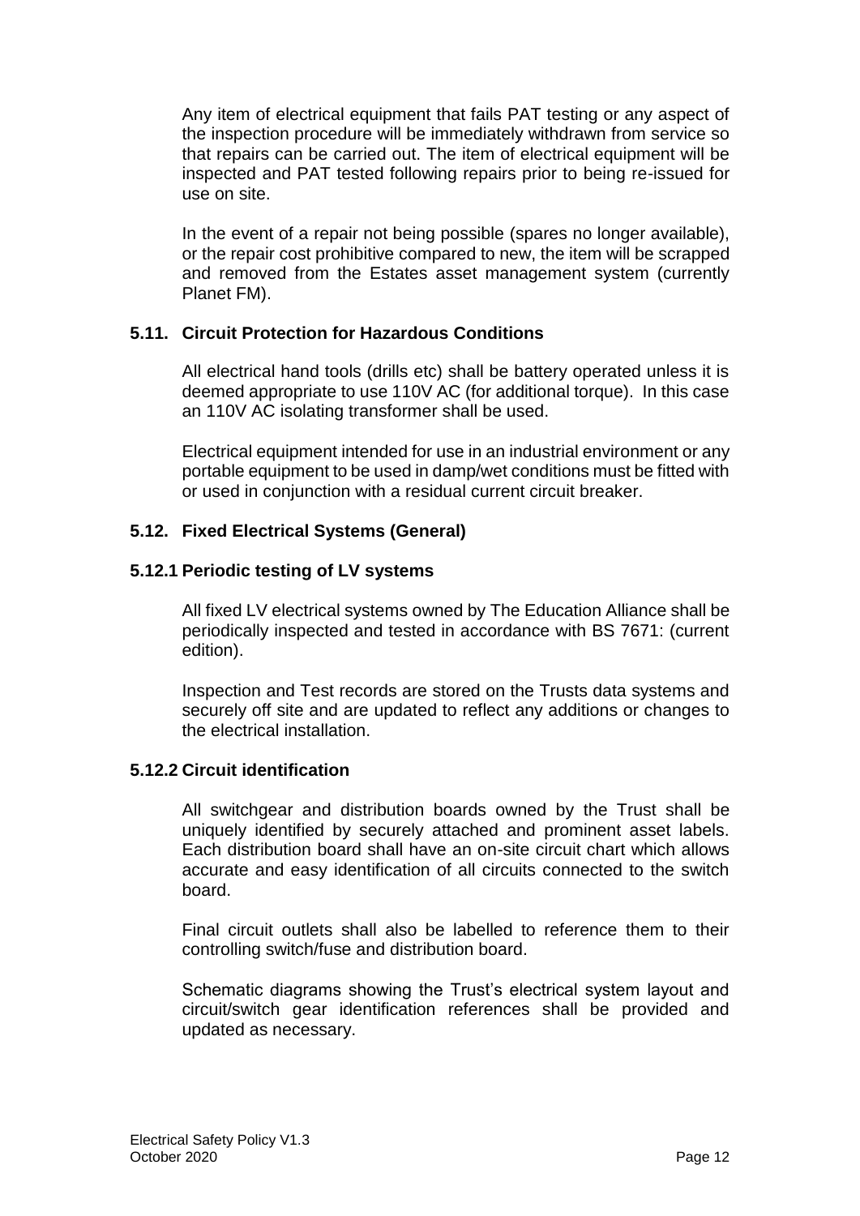Any item of electrical equipment that fails PAT testing or any aspect of the inspection procedure will be immediately withdrawn from service so that repairs can be carried out. The item of electrical equipment will be inspected and PAT tested following repairs prior to being re-issued for use on site.

In the event of a repair not being possible (spares no longer available), or the repair cost prohibitive compared to new, the item will be scrapped and removed from the Estates asset management system (currently Planet FM).

### 5.11. Circuit Protection for Hazardous Conditions

All electrical hand tools (drills etc) shall be battery operated unless it is deemed appropriate to use 110V AC (for additional torque). In this case an 110V AC isolating transformer shall be used.

Electrical equipment intended for use in an industrial environment or any portable equipment to be used in damp/wet conditions must be fitted with or used in conjunction with a residual current circuit breaker.

### 5.12. Fixed Electrical Systems (General)

#### 5.12.1 Periodic testing of LV systems

All fixed LV electrical systems owned by The Education Alliance shall be periodically inspected and tested in accordance with BS 7671: (current edition).

Inspection and Test records are stored on the Trusts data systems and securely off site and are updated to reflect any additions or changes to the electrical installation.

#### 5.12.2 Circuit identification

All switchgear and distribution boards owned by the Trust shall be uniquely identified by securely attached and prominent asset labels. Each distribution board shall have an on-site circuit chart which allows accurate and easy identification of all circuits connected to the switch board.

Final circuit outlets shall also be labelled to reference them to their controlling switch/fuse and distribution board.

Schematic diagrams showing the Trust's electrical system layout and circuit/switch gear identification references shall be provided and updated as necessary.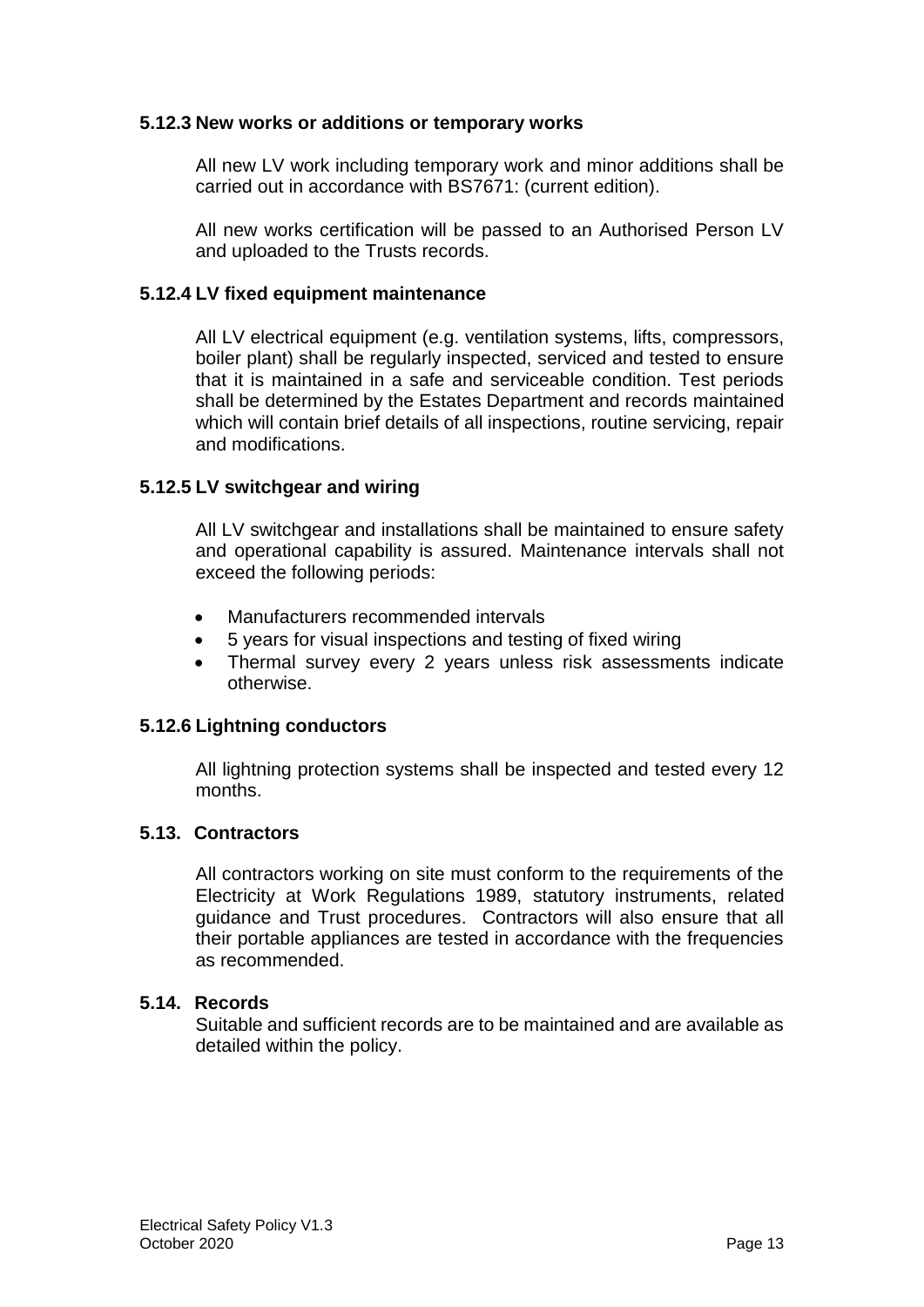#### 5.12.3 New works or additions or temporary works

All new LV work including temporary work and minor additions shall be carried out in accordance with BS7671: (current edition).

All new works certification will be passed to an Authorised Person LV and uploaded to the Trusts records.

#### 5.12.4 LV fixed equipment maintenance

All LV electrical equipment (e.g. ventilation systems, lifts, compressors, boiler plant) shall be regularly inspected, serviced and tested to ensure that it is maintained in a safe and serviceable condition. Test periods shall be determined by the Estates Department and records maintained which will contain brief details of all inspections, routine servicing, repair and modifications.

#### 5.12.5 LV switchgear and wiring

All LV switchgear and installations shall be maintained to ensure safety and operational capability is assured. Maintenance intervals shall not exceed the following periods:

- Manufacturers recommended intervals
- 5 years for visual inspections and testing of fixed wiring
- Thermal survey every 2 years unless risk assessments indicate otherwise.

#### 5.12.6 Lightning conductors

All lightning protection systems shall be inspected and tested every 12 months.

### 5.13. Contractors

All contractors working on site must conform to the requirements of the Electricity at Work Regulations 1989, statutory instruments, related guidance and Trust procedures. Contractors will also ensure that all their portable appliances are tested in accordance with the frequencies as recommended.

### 5.14. Records

Suitable and sufficient records are to be maintained and are available as detailed within the policy.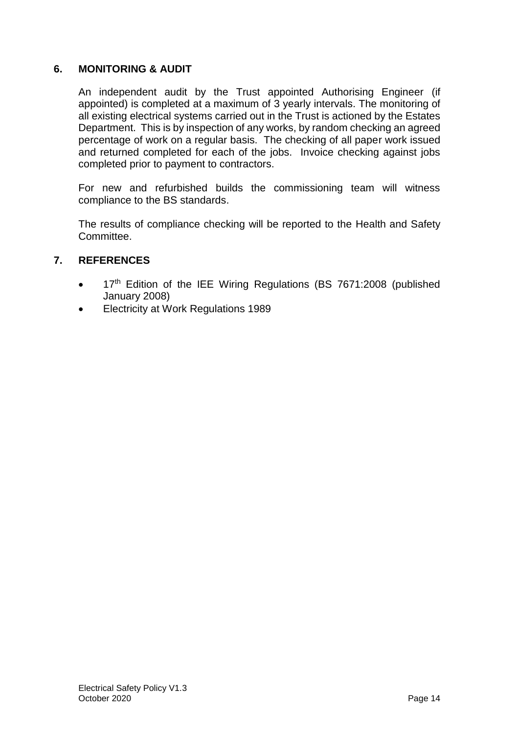## 6. MONITORING & AUDIT

An independent audit by the Trust appointed Authorising Engineer (if appointed) is completed at a maximum of 3 yearly intervals. The monitoring of all existing electrical systems carried out in the Trust is actioned by the Estates Department. This is by inspection of any works, by random checking an agreed percentage of work on a regular basis. The checking of all paper work issued and returned completed for each of the jobs. Invoice checking against jobs completed prior to payment to contractors.

For new and refurbished builds the commissioning team will witness compliance to the BS standards.

The results of compliance checking will be reported to the Health and Safety Committee.

## 7. REFERENCES

- 17th Edition of the IEE Wiring Regulations (BS 7671:2008 (published January 2008)
- Electricity at Work Regulations 1989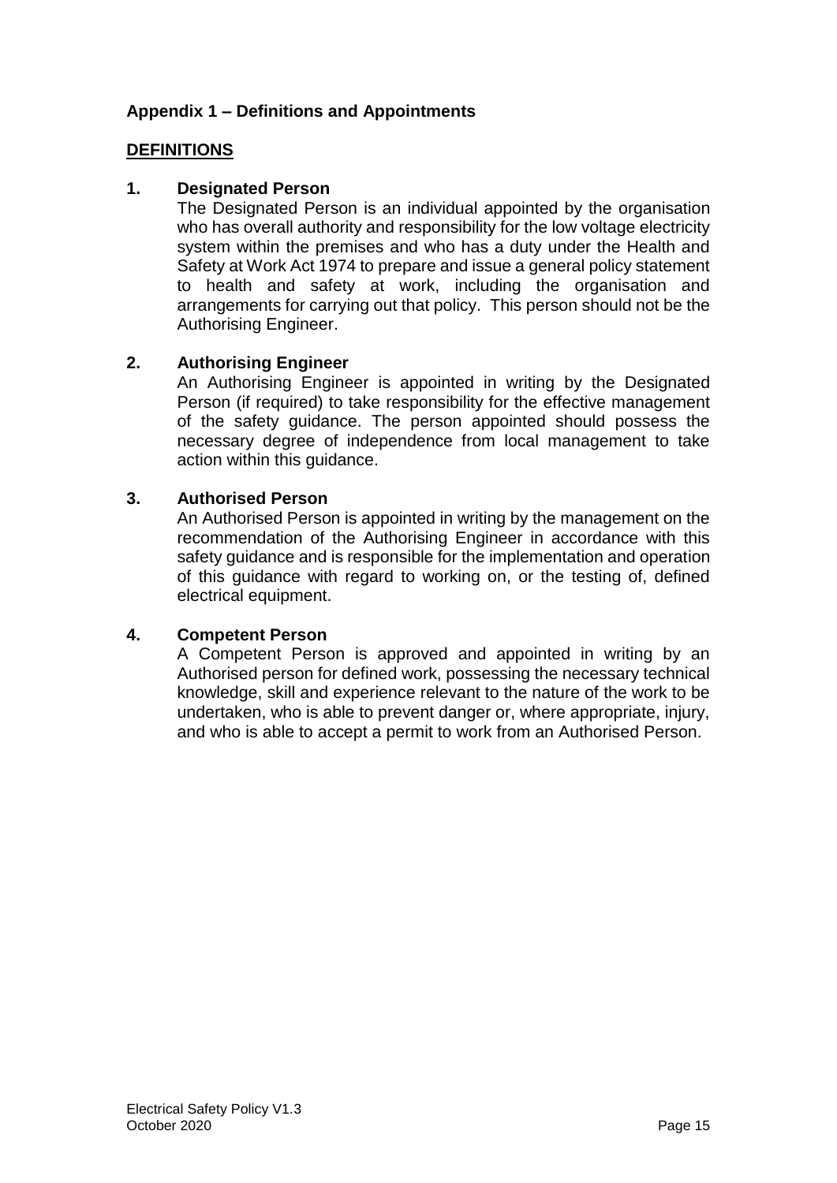## Appendix 1 – Definitions and Appointments

### DEFINITIONS

**1. Designated Person**

The Designated Person is an individual appointed by the organisation who has overall authority and responsibility for the low voltage electricity system within the premises and who has a duty under the Health and Safety at Work Act 1974 to prepare and issue a general policy statement to health and safety at work, including the organisation and arrangements for carrying out that policy. This person should not be the Authorising Engineer.

**2. Authorising Engineer**

An Authorising Engineer is appointed in writing by the Designated Person (if required) to take responsibility for the effective management of the safety guidance. The person appointed should possess the necessary degree of independence from local management to take action within this guidance.

**3. Authorised Person**

An Authorised Person is appointed in writing by the management on the recommendation of the Authorising Engineer in accordance with this safety guidance and is responsible for the implementation and operation of this guidance with regard to working on, or the testing of, defined electrical equipment.

**4. Competent Person**

A Competent Person is approved and appointed in writing by an Authorised person for defined work, possessing the necessary technical knowledge, skill and experience relevant to the nature of the work to be undertaken, who is able to prevent danger or, where appropriate, injury, and who is able to accept a permit to work from an Authorised Person.